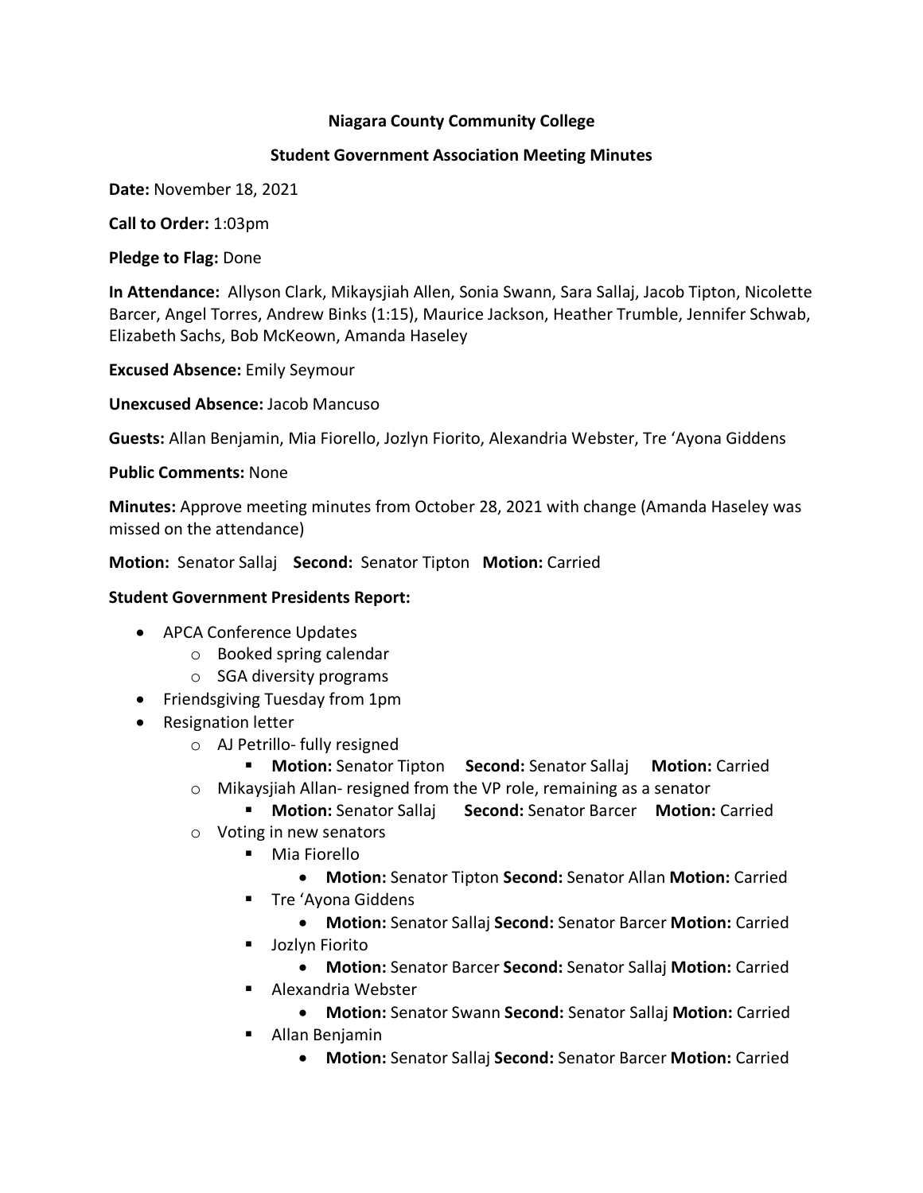**Niagara County Community College**

**Student Government Association Meeting Minutes**

**Date:** November 18, 2021

**Call to Order:** 1:03pm

**Pledge to Flag:** Done

**In Attendance:** Allyson Clark, Mikaysjiah Allen, Sonia Swann, Sara Sallaj, Jacob Tipton, Nicolette Barcer, Angel Torres, Andrew Binks (1:15), Maurice Jackson, Heather Trumble, Jennifer Schwab, Elizabeth Sachs, Bob McKeown, Amanda Haseley

**Excused Absence:** Emily Seymour

**Unexcused Absence:** Jacob Mancuso

**Guests:** Allan Benjamin, Mia Fiorello, Jozlyn Fiorito, Alexandria Webster, Tre 'Ayona Giddens

**Public Comments:** None

**Minutes:** Approve meeting minutes from October 28, 2021 with change (Amanda Haseley was missed on the attendance)

**Motion:** Senator Sallaj **Second:** Senator Tipton **Motion:** Carried

**Student Government Presidents Report:**

- APCA Conference Updates
  - Booked spring calendar
  - SGA diversity programs
- Friendsgiving Tuesday from 1pm
- Resignation letter
  - AJ Petrillo- fully resigned
    - **Motion:** Senator Tipton **Second:** Senator Sallaj **Motion:** Carried
  - Mikaysjiah Allan- resigned from the VP role, remaining as a senator
    - **Motion:** Senator Sallaj **Second:** Senator Barcer **Motion:** Carried
  - Voting in new senators
    - Mia Fiorello
      - **Motion:** Senator Tipton **Second:** Senator Allan **Motion:** Carried
    - Tre 'Ayona Giddens
      - **Motion:** Senator Sallaj **Second:** Senator Barcer **Motion:** Carried
    - Jozlyn Fiorito
      - **Motion:** Senator Barcer **Second:** Senator Sallaj **Motion:** Carried
    - Alexandria Webster
      - **Motion:** Senator Swann **Second:** Senator Sallaj **Motion:** Carried
    - Allan Benjamin
      - **Motion:** Senator Sallaj **Second:** Senator Barcer **Motion:** Carried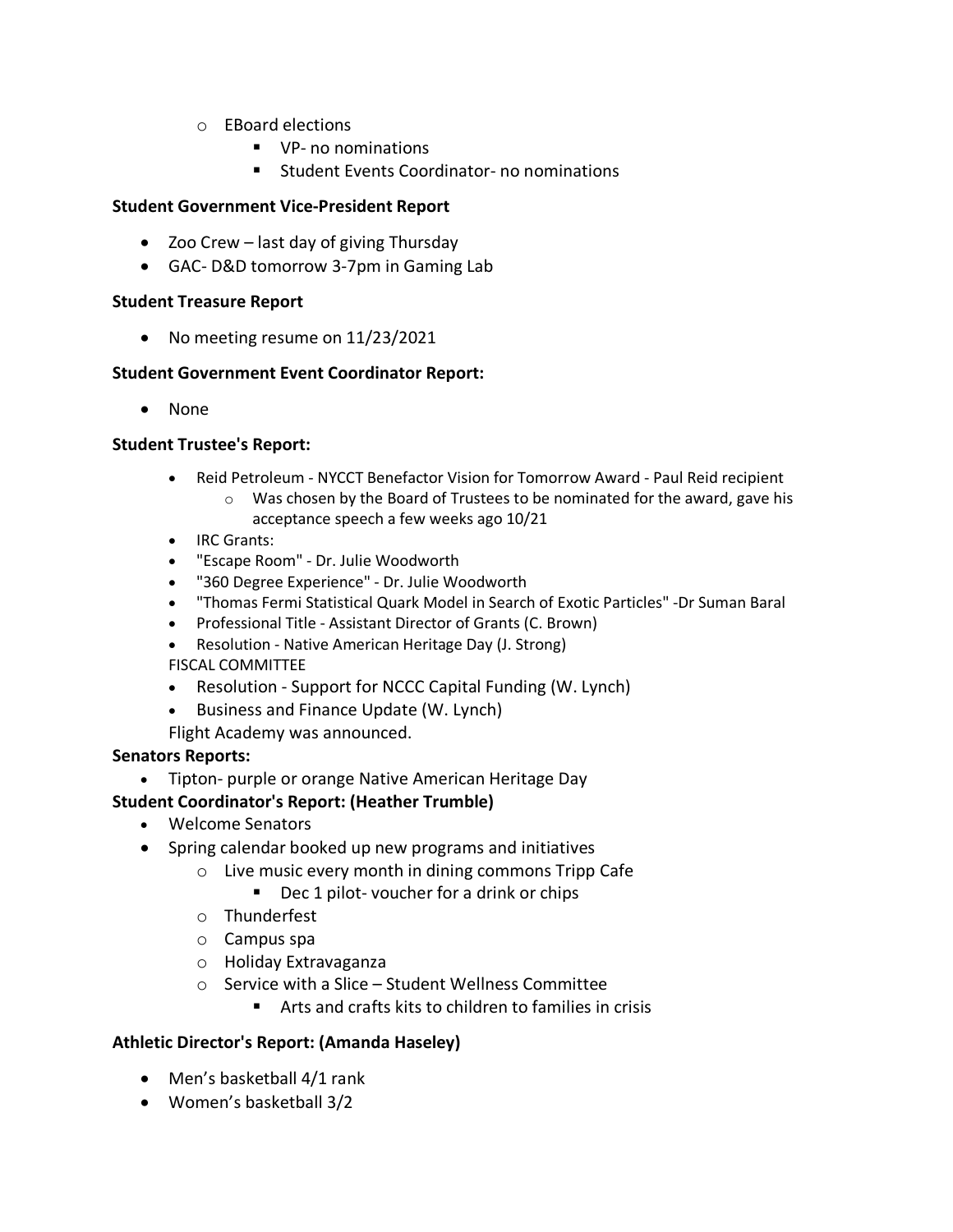- EBoard elections
  - VP- no nominations
  - Student Events Coordinator- no nominations

**Student Government Vice-President Report**

- Zoo Crew – last day of giving Thursday
- GAC- D&D tomorrow 3-7pm in Gaming Lab

**Student Treasure Report**

- No meeting resume on 11/23/2021

**Student Government Event Coordinator Report:**

- None

**Student Trustee's Report:**

- Reid Petroleum - NYCCT Benefactor Vision for Tomorrow Award - Paul Reid recipient
  - Was chosen by the Board of Trustees to be nominated for the award, gave his acceptance speech a few weeks ago 10/21
- IRC Grants:
- "Escape Room" - Dr. Julie Woodworth
- "360 Degree Experience" - Dr. Julie Woodworth
- "Thomas Fermi Statistical Quark Model in Search of Exotic Particles" -Dr Suman Baral
- Professional Title - Assistant Director of Grants (C. Brown)
- Resolution - Native American Heritage Day (J. Strong)

FISCAL COMMITTEE

- Resolution - Support for NCCC Capital Funding (W. Lynch)
- Business and Finance Update (W. Lynch)

Flight Academy was announced.

**Senators Reports:**

- Tipton- purple or orange Native American Heritage Day

**Student Coordinator's Report: (Heather Trumble)**

- Welcome Senators
- Spring calendar booked up new programs and initiatives
  - Live music every month in dining commons Tripp Cafe
    - Dec 1 pilot- voucher for a drink or chips
  - Thunderfest
  - Campus spa
  - Holiday Extravaganza
  - Service with a Slice – Student Wellness Committee
    - Arts and crafts kits to children to families in crisis

**Athletic Director's Report: (Amanda Haseley)**

- Men's basketball 4/1 rank
- Women's basketball 3/2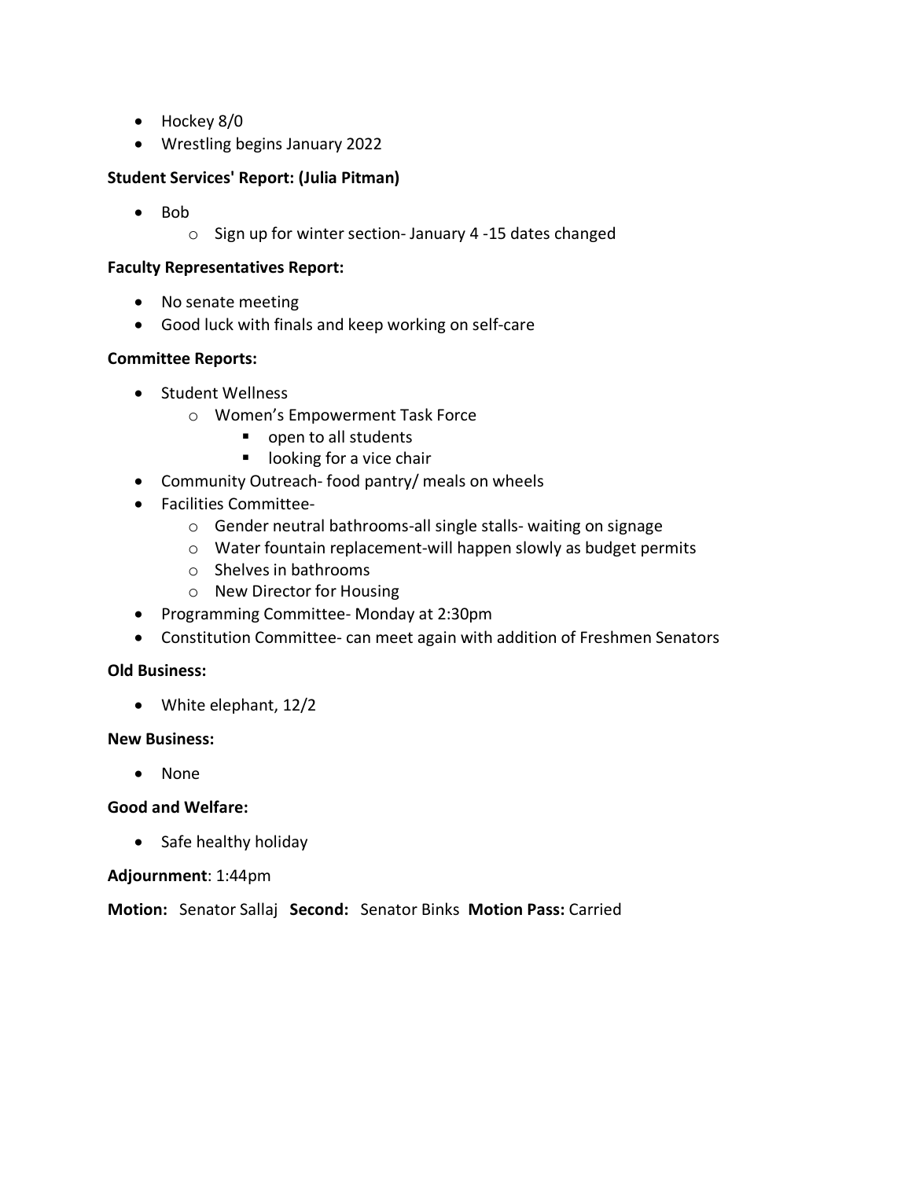- Hockey 8/0
- Wrestling begins January 2022

**Student Services' Report: (Julia Pitman)**

- Bob
    - Sign up for winter section- January 4 -15 dates changed

**Faculty Representatives Report:**

- No senate meeting
- Good luck with finals and keep working on self-care

**Committee Reports:**

- Student Wellness
    - Women's Empowerment Task Force
        - open to all students
        - looking for a vice chair
- Community Outreach- food pantry/ meals on wheels
- Facilities Committee-
    - Gender neutral bathrooms-all single stalls- waiting on signage
    - Water fountain replacement-will happen slowly as budget permits
    - Shelves in bathrooms
    - New Director for Housing
- Programming Committee- Monday at 2:30pm
- Constitution Committee- can meet again with addition of Freshmen Senators

**Old Business:**

- White elephant, 12/2

**New Business:**

- None

**Good and Welfare:**

- Safe healthy holiday

**Adjournment**: 1:44pm

**Motion:** Senator Sallaj **Second:** Senator Binks **Motion Pass:** Carried